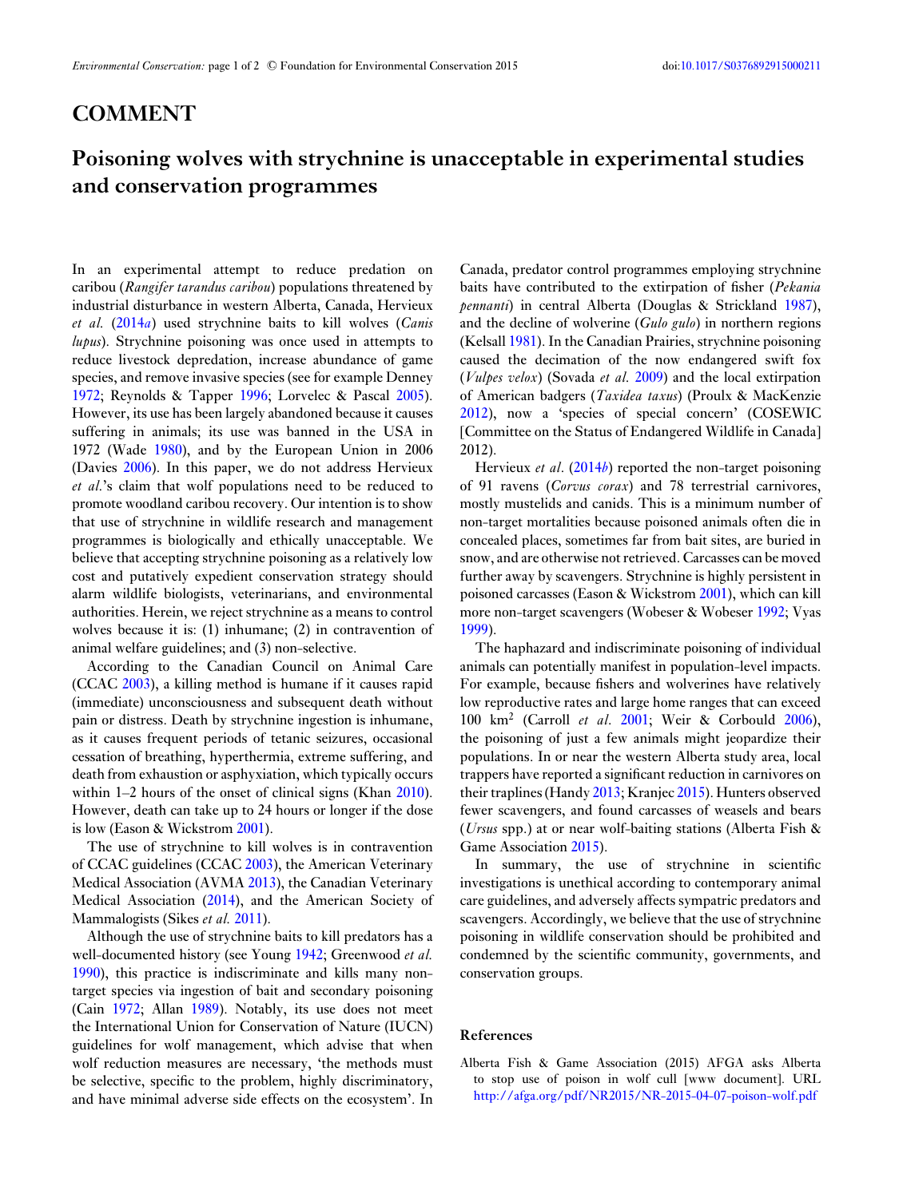# COMMENT

## Poisoning wolves with strychnine is unacceptable in experimental studies and conservation programmes

In an experimental attempt to reduce predation on caribou (*Rangifer tarandus caribou*) populations threatened by industrial disturbance in western Alberta, Canada, Hervieux *et al.* (2014*a*) used strychnine baits to kill wolves (*Canis lupus*). Strychnine poisoning was once used in attempts to reduce livestock depredation, increase abundance of game species, and remove invasive species (see for example Denney 1972; Reynolds & Tapper 1996; Lorvelec & Pascal 2005). However, its use has been largely abandoned because it causes suffering in animals; its use was banned in the USA in 1972 (Wade 1980), and by the European Union in 2006 (Davies 2006). In this paper, we do not address Hervieux *et al.*'s claim that wolf populations need to be reduced to promote woodland caribou recovery. Our intention is to show that use of strychnine in wildlife research and management programmes is biologically and ethically unacceptable. We believe that accepting strychnine poisoning as a relatively low cost and putatively expedient conservation strategy should alarm wildlife biologists, veterinarians, and environmental authorities. Herein, we reject strychnine as a means to control wolves because it is: (1) inhumane; (2) in contravention of animal welfare guidelines; and (3) non-selective.

According to the Canadian Council on Animal Care (CCAC 2003), a killing method is humane if it causes rapid (immediate) unconsciousness and subsequent death without pain or distress. Death by strychnine ingestion is inhumane, as it causes frequent periods of tetanic seizures, occasional cessation of breathing, hyperthermia, extreme suffering, and death from exhaustion or asphyxiation, which typically occurs within 1–2 hours of the onset of clinical signs (Khan 2010). However, death can take up to 24 hours or longer if the dose is low (Eason & Wickstrom 2001).

The use of strychnine to kill wolves is in contravention of CCAC guidelines (CCAC 2003), the American Veterinary Medical Association (AVMA 2013), the Canadian Veterinary Medical Association (2014), and the American Society of Mammalogists (Sikes *et al.* 2011).

Although the use of strychnine baits to kill predators has a well-documented history (see Young 1942; Greenwood *et al.* 1990), this practice is indiscriminate and kills many non-target species via ingestion of bait and secondary poisoning (Cain 1972; Allan 1989). Notably, its use does not meet the International Union for Conservation of Nature (IUCN) guidelines for wolf management, which advise that when wolf reduction measures are necessary, 'the methods must be selective, specific to the problem, highly discriminatory, and have minimal adverse side effects on the ecosystem'. In Canada, predator control programmes employing strychnine baits have contributed to the extirpation of fisher (*Pekania pennanti*) in central Alberta (Douglas & Strickland 1987), and the decline of wolverine (*Gulo gulo*) in northern regions (Kelsall 1981). In the Canadian Prairies, strychnine poisoning caused the decimation of the now endangered swift fox (*Vulpes velox*) (Sovada *et al.* 2009) and the local extirpation of American badgers (*Taxidea taxus*) (Proulx & MacKenzie 2012), now a 'species of special concern' (COSEWIC [Committee on the Status of Endangered Wildlife in Canada] 2012).

Hervieux *et al.* (2014*b*) reported the non-target poisoning of 91 ravens (*Corvus corax*) and 78 terrestrial carnivores, mostly mustelids and canids. This is a minimum number of non-target mortalities because poisoned animals often die in concealed places, sometimes far from bait sites, are buried in snow, and are otherwise not retrieved. Carcasses can be moved further away by scavengers. Strychnine is highly persistent in poisoned carcasses (Eason & Wickstrom 2001), which can kill more non-target scavengers (Wobeser & Wobeser 1992; Vyas 1999).

The haphazard and indiscriminate poisoning of individual animals can potentially manifest in population-level impacts. For example, because fishers and wolverines have relatively low reproductive rates and large home ranges that can exceed 100 km$^2$ (Carroll *et al.* 2001; Weir & Corbould 2006), the poisoning of just a few animals might jeopardize their populations. In or near the western Alberta study area, local trappers have reported a significant reduction in carnivores on their traplines (Handy 2013; Kranjec 2015). Hunters observed fewer scavengers, and found carcasses of weasels and bears (*Ursus* spp.) at or near wolf-baiting stations (Alberta Fish & Game Association 2015).

In summary, the use of strychnine in scientific investigations is unethical according to contemporary animal care guidelines, and adversely affects sympatric predators and scavengers. Accordingly, we believe that the use of strychnine poisoning in wildlife conservation should be prohibited and condemned by the scientific community, governments, and conservation groups.

### References

Alberta Fish & Game Association (2015) AFGA asks Alberta to stop use of poison in wolf cull [www document]. URL http://afga.org/pdf/NR2015/NR-2015-04-07-poison-wolf.pdf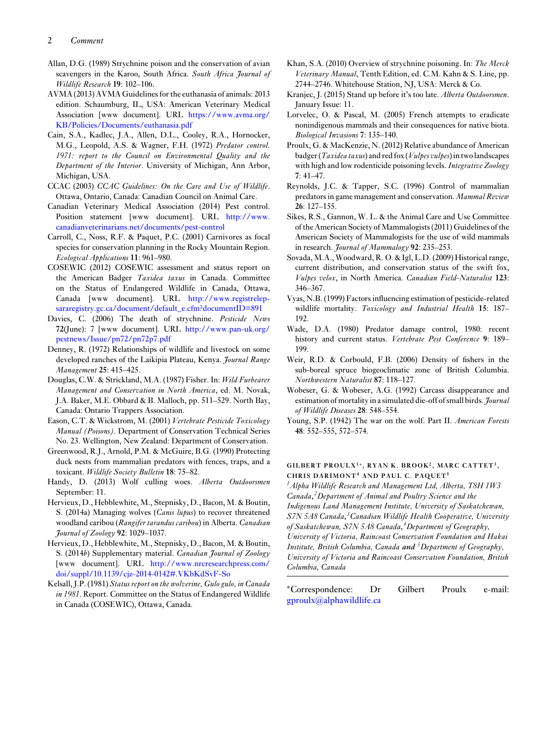Allan, D.G. (1989) Strychnine poison and the conservation of avian scavengers in the Karoo, South Africa. *South Africa Journal of Wildlife Research* **19**: 102–106.

AVMA (2013) AVMA Guidelines for the euthanasia of animals: 2013 edition. Schaumburg, IL, USA: American Veterinary Medical Association [www document]. URL https://www.avma.org/KB/Policies/Documents/euthanasia.pdf

Cain, S.A., Kadlec, J.A., Allen, D.L., Cooley, R.A., Hornocker, M.G., Leopold, A.S. & Wagner, F.H. (1972) *Predator control. 1971: report to the Council on Environmental Quality and the Department of the Interior*. University of Michigan, Ann Arbor, Michigan, USA.

CCAC (2003) *CCAC Guidelines: On the Care and Use of Wildlife*. Ottawa, Ontario, Canada: Canadian Council on Animal Care.

Canadian Veterinary Medical Association (2014) Pest control. Position statement [www document]. URL http://www.canadianveterinarians.net/documents/pest-control

Carroll, C., Noss, R.F. & Paquet, P.C. (2001) Carnivores as focal species for conservation planning in the Rocky Mountain Region. *Ecological Applications* **11**: 961–980.

COSEWIC (2012) COSEWIC assessment and status report on the American Badger *Taxidea taxus* in Canada. Committee on the Status of Endangered Wildlife in Canada, Ottawa, Canada [www document]. URL http://www.registrelep-sararegistry.gc.ca/document/default_e.cfm?documentID=891

Davies, C. (2006) The death of strychnine. *Pesticide News* **72**(June): 7 [www document]. URL http://www.pan-uk.org/pestnews/Issue/pn72/pn72p7.pdf

Denney, R. (1972) Relationships of wildlife and livestock on some developed ranches of the Laikipia Plateau, Kenya. *Journal Range Management* **25**: 415–425.

Douglas, C.W. & Strickland, M.A. (1987) Fisher. In: *Wild Furbearer Management and Conservation in North America*, ed. M. Novak, J.A. Baker, M.E. Obbard & B. Malloch, pp. 511–529. North Bay, Canada: Ontario Trappers Association.

Eason, C.T. & Wickstrom, M. (2001) *Vertebrate Pesticide Toxicology Manual (Poisons)*. Department of Conservation Technical Series No. 23. Wellington, New Zealand: Department of Conservation.

Greenwood, R.J., Arnold, P.M. & McGuire, B.G. (1990) Protecting duck nests from mammalian predators with fences, traps, and a toxicant. *Wildlife Society Bulletin* **18**: 75–82.

Handy, D. (2013) Wolf culling woes. *Alberta Outdoorsmen* September: 11.

Hervieux, D., Hebblewhite, M., Stepnisky, D., Bacon, M. & Boutin, S. (2014a) Managing wolves (*Canis lupus*) to recover threatened woodland caribou (*Rangifer tarandus caribou*) in Alberta. *Canadian Journal of Zoology* **92**: 1029–1037.

Hervieux, D., Hebblewhite, M., Stepnisky, D., Bacon, M. & Boutin, S. (2014*b*) Supplementary material. *Canadian Journal of Zoology* [www document]. URL http://www.nrcresearchpress.com/doi/suppl/10.1139/cjz-2014-0142#.VKbKdSvF-So

Kelsall, J.P. (1981) *Status report on the wolverine, Gulo gulo, in Canada in 1981*. Report. Committee on the Status of Endangered Wildlife in Canada (COSEWIC), Ottawa, Canada.

Khan, S.A. (2010) Overview of strychnine poisoning. In: *The Merck Veterinary Manual*, Tenth Edition, ed. C.M. Kahn & S. Line, pp. 2744–2746. Whitehouse Station, NJ, USA: Merck & Co.

Kranjec, J. (2015) Stand up before it's too late. *Alberta Outdoorsmen*. January Issue: 11.

Lorvelec, O. & Pascal, M. (2005) French attempts to eradicate nonindigenous mammals and their consequences for native biota. *Biological Invasions* **7**: 135–140.

Proulx, G. & MacKenzie, N. (2012) Relative abundance of American badger (*Taxidea taxus*) and red fox (*Vulpes vulpes*) in two landscapes with high and low rodenticide poisoning levels. *Integrative Zoology* **7**: 41–47.

Reynolds, J.C. & Tapper, S.C. (1996) Control of mammalian predators in game management and conservation. *Mammal Review* **26**: 127–155.

Sikes, R.S., Gannon, W. L. & the Animal Care and Use Committee of the American Society of Mammalogists (2011) Guidelines of the American Society of Mammalogists for the use of wild mammals in research. *Journal of Mammalogy* **92**: 235–253.

Sovada, M.A., Woodward, R. O. & Igl, L.D. (2009) Historical range, current distribution, and conservation status of the swift fox, *Vulpes velox*, in North America. *Canadian Field-Naturalist* **123**: 346–367.

Vyas, N.B. (1999) Factors influencing estimation of pesticide-related wildlife mortality. *Toxicology and Industrial Health* **15**: 187–192.

Wade, D.A. (1980) Predator damage control, 1980: recent history and current status. *Vertebrate Pest Conference* **9**: 189–199.

Weir, R.D. & Corbould, F.B. (2006) Density of fishers in the sub-boreal spruce biogeoclimatic zone of British Columbia. *Northwestern Naturalist* **87**: 118–127.

Wobeser, G. & Wobeser, A.G. (1992) Carcass disappearance and estimation of mortality in a simulated die-off of small birds. *Journal of Wildlife Diseases* **28**: 548–554.

Young, S.P. (1942) The war on the wolf. Part II. *American Forests* **48**: 552–555, 572–574.

GILBERT PROULX[1*], RYAN K. BROOK[2], MARC CATTET[3], CHRIS DARIMONT[4] AND PAUL C. PAQUET[5]

*[1]Alpha Wildlife Research and Management Ltd, Alberta, T8H 1W3 Canada, [2]Department of Animal and Poultry Science and the Indigenous Land Management Institute, University of Saskatchewan, S7N 5A8 Canada, [3]Canadian Wildlife Health Cooperative, University of Saskatchewan, S7N 5A8 Canada, [4]Department of Geography, University of Victoria, Raincoast Conservation Foundation and Hakai Institute, British Columbia, Canada* **and** *[5]Department of Geography, University of Victoria and Raincoast Conservation Foundation, British Columbia, Canada*

*Correspondence: Dr Gilbert Proulx e-mail: gproulx@alphawildlife.ca